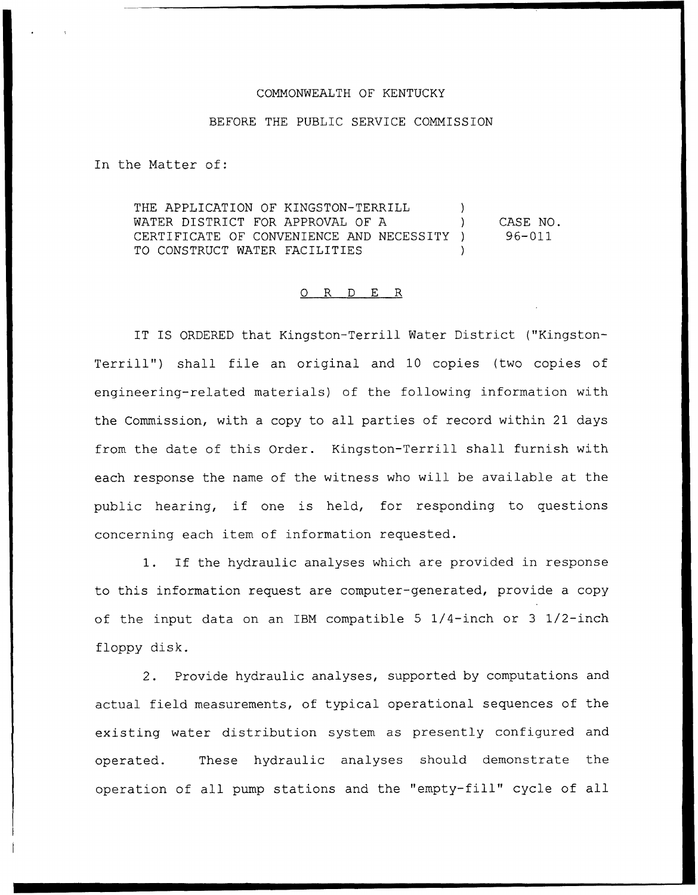COMMONWEALTH OF KENTUCKY

BEFORE THE PUBLIC SERVICE COMMISSION

In the Matter of:

| | | |
|---|---|---|
| THE APPLICATION OF KINGSTON-TERRILL WATER DISTRICT FOR APPROVAL OF A CERTIFICATE OF CONVENIENCE AND NECESSITY TO CONSTRUCT WATER FACILITIES | ) ) ) ) | CASE NO. 96-011 |

O R D E R

IT IS ORDERED that Kingston-Terrill Water District ("Kingston-Terrill") shall file an original and 10 copies (two copies of engineering-related materials) of the following information with the Commission, with a copy to all parties of record within 21 days from the date of this Order. Kingston-Terrill shall furnish with each response the name of the witness who will be available at the public hearing, if one is held, for responding to questions concerning each item of information requested.

1. If the hydraulic analyses which are provided in response to this information request are computer-generated, provide a copy of the input data on an IBM compatible 5 1/4-inch or 3 1/2-inch floppy disk.

2. Provide hydraulic analyses, supported by computations and actual field measurements, of typical operational sequences of the existing water distribution system as presently configured and operated. These hydraulic analyses should demonstrate the operation of all pump stations and the "empty-fill" cycle of all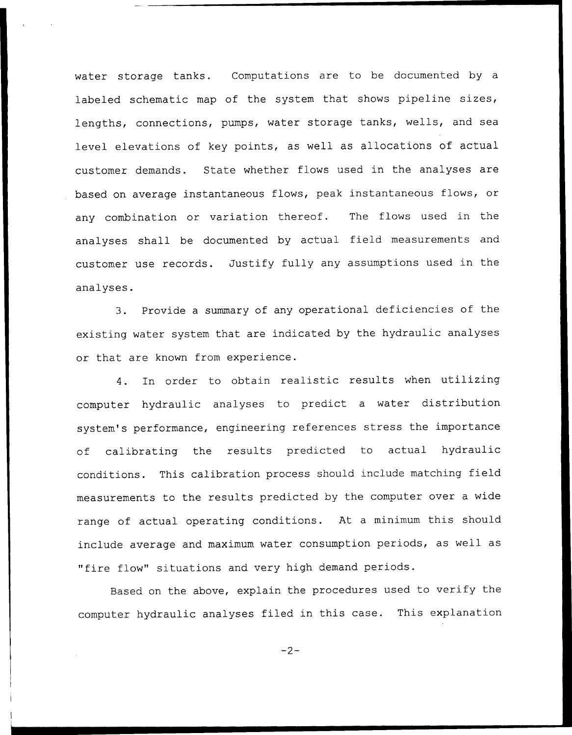water storage tanks. Computations are to be documented by a labeled schematic map of the system that shows pipeline sizes, lengths, connections, pumps, water storage tanks, wells, and sea level elevations of key points, as well as allocations of actual customer demands. State whether flows used in the analyses are based on average instantaneous flows, peak instantaneous flows, or any combination or variation thereof. The flows used in the analyses shall be documented by actual field measurements and customer use records. Justify fully any assumptions used in the analyses.

3. Provide a summary of any operational deficiencies of the existing water system that are indicated by the hydraulic analyses or that are known from experience.

4. In order to obtain realistic results when utilizing computer hydraulic analyses to predict a water distribution system's performance, engineering references stress the importance of calibrating the results predicted to actual hydraulic conditions. This calibration process should include matching field measurements to the results predicted by the computer over a wide range of actual operating conditions. At a minimum this should include average and maximum water consumption periods, as well as "fire flow" situations and very high demand periods.

Based on the above, explain the procedures used to verify the computer hydraulic analyses filed in this case. This explanation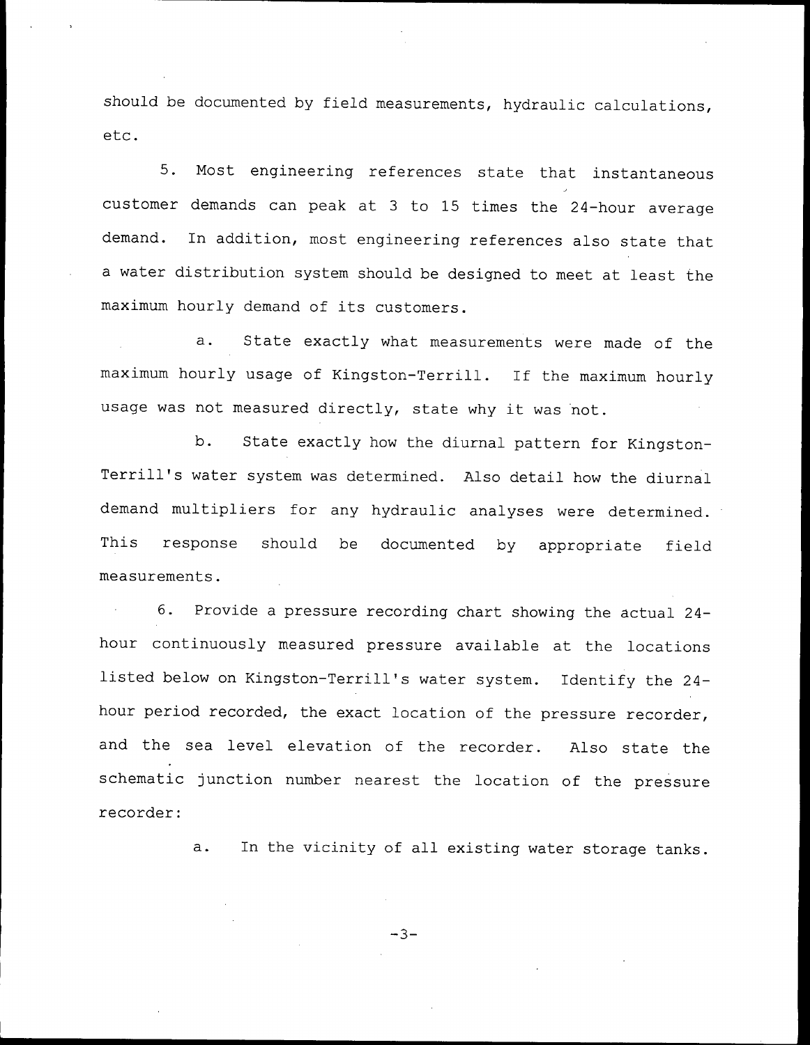should be documented by field measurements, hydraulic calculations, etc.

5. Most engineering references state that instantaneous customer demands can peak at 3 to 15 times the 24-hour average demand. In addition, most engineering references also state that a water distribution system should be designed to meet at least the maximum hourly demand of its customers.

a. State exactly what measurements were made of the maximum hourly usage of Kingston-Terrill. If the maximum hourly usage was not measured directly, state why it was not.

b. State exactly how the diurnal pattern for Kingston-Terrill's water system was determined. Also detail how the diurnal demand multipliers for any hydraulic analyses were determined. This response should be documented by appropriate field measurements.

6. Provide a pressure recording chart showing the actual 24-hour continuously measured pressure available at the locations listed below on Kingston-Terrill's water system. Identify the 24-hour period recorded, the exact location of the pressure recorder, and the sea level elevation of the recorder. Also state the schematic junction number nearest the location of the pressure recorder:

a. In the vicinity of all existing water storage tanks.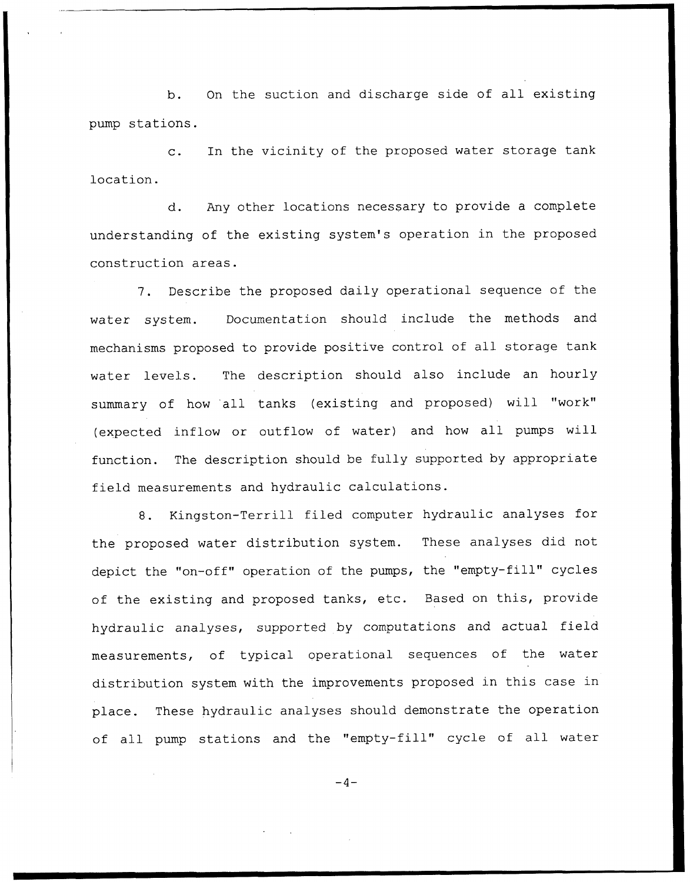b. On the suction and discharge side of all existing pump stations.

c. In the vicinity of the proposed water storage tank location.

d. Any other locations necessary to provide a complete understanding of the existing system's operation in the proposed construction areas.

7. Describe the proposed daily operational sequence of the water system. Documentation should include the methods and mechanisms proposed to provide positive control of all storage tank water levels. The description should also include an hourly summary of how all tanks (existing and proposed) will "work" (expected inflow or outflow of water) and how all pumps will function. The description should be fully supported by appropriate field measurements and hydraulic calculations.

8. Kingston-Terrill filed computer hydraulic analyses for the proposed water distribution system. These analyses did not depict the "on-off" operation of the pumps, the "empty-fill" cycles of the existing and proposed tanks, etc. Based on this, provide hydraulic analyses, supported by computations and actual field measurements, of typical operational sequences of the water distribution system with the improvements proposed in this case in place. These hydraulic analyses should demonstrate the operation of all pump stations and the "empty-fill" cycle of all water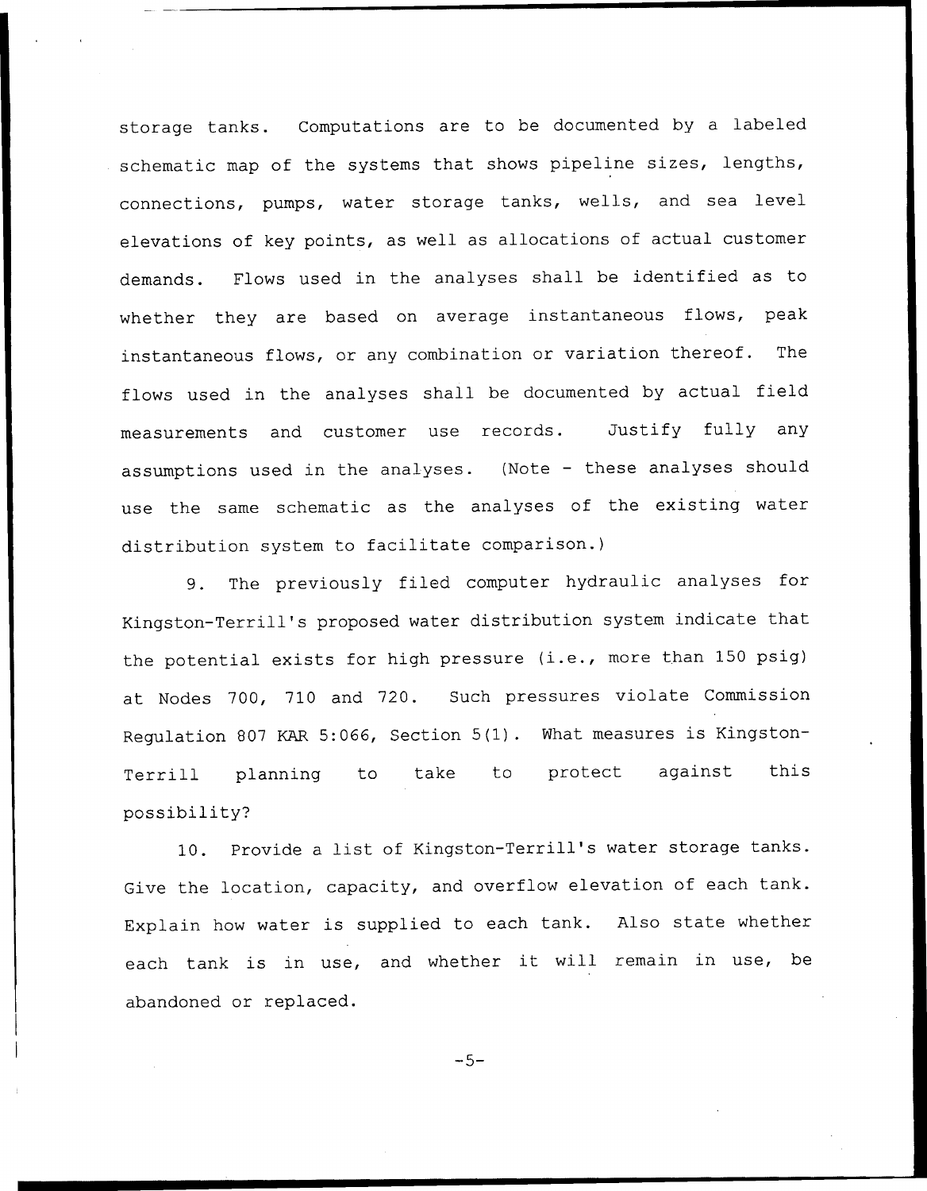storage tanks. Computations are to be documented by a labeled schematic map of the systems that shows pipeline sizes, lengths, connections, pumps, water storage tanks, wells, and sea level elevations of key points, as well as allocations of actual customer demands. Flows used in the analyses shall be identified as to whether they are based on average instantaneous flows, peak instantaneous flows, or any combination or variation thereof. The flows used in the analyses shall be documented by actual field measurements and customer use records. Justify fully any assumptions used in the analyses. (Note - these analyses should use the same schematic as the analyses of the existing water distribution system to facilitate comparison.)

9. The previously filed computer hydraulic analyses for Kingston-Terrill's proposed water distribution system indicate that the potential exists for high pressure (i.e., more than 150 psig) at Nodes 700, 710 and 720. Such pressures violate Commission Regulation 807 KAR 5:066, Section 5(1). What measures is Kingston-Terrill planning to take to protect against this possibility?

10. Provide a list of Kingston-Terrill's water storage tanks. Give the location, capacity, and overflow elevation of each tank. Explain how water is supplied to each tank. Also state whether each tank is in use, and whether it will remain in use, be abandoned or replaced.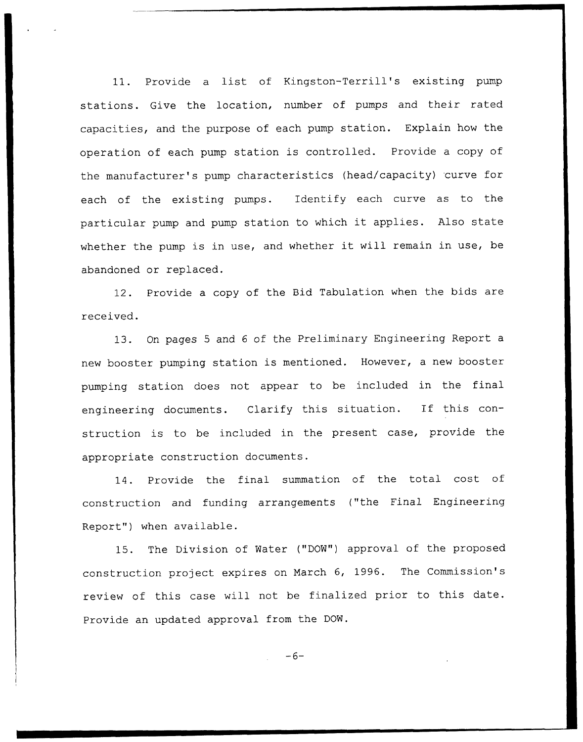11. Provide a list of Kingston-Terrill's existing pump stations. Give the location, number of pumps and their rated capacities, and the purpose of each pump station. Explain how the operation of each pump station is controlled. Provide a copy of the manufacturer's pump characteristics (head/capacity) curve for each of the existing pumps. Identify each curve as to the particular pump and pump station to which it applies. Also state whether the pump is in use, and whether it will remain in use, be abandoned or replaced.

12. Provide a copy of the Bid Tabulation when the bids are received.

13. On pages 5 and 6 of the Preliminary Engineering Report a new booster pumping station is mentioned. However, a new booster pumping station does not appear to be included in the final engineering documents. Clarify this situation. If this construction is to be included in the present case, provide the appropriate construction documents.

14. Provide the final summation of the total cost of construction and funding arrangements ("the Final Engineering Report") when available.

15. The Division of Water ("DOW") approval of the proposed construction project expires on March 6, 1996. The Commission's review of this case will not be finalized prior to this date. Provide an updated approval from the DOW.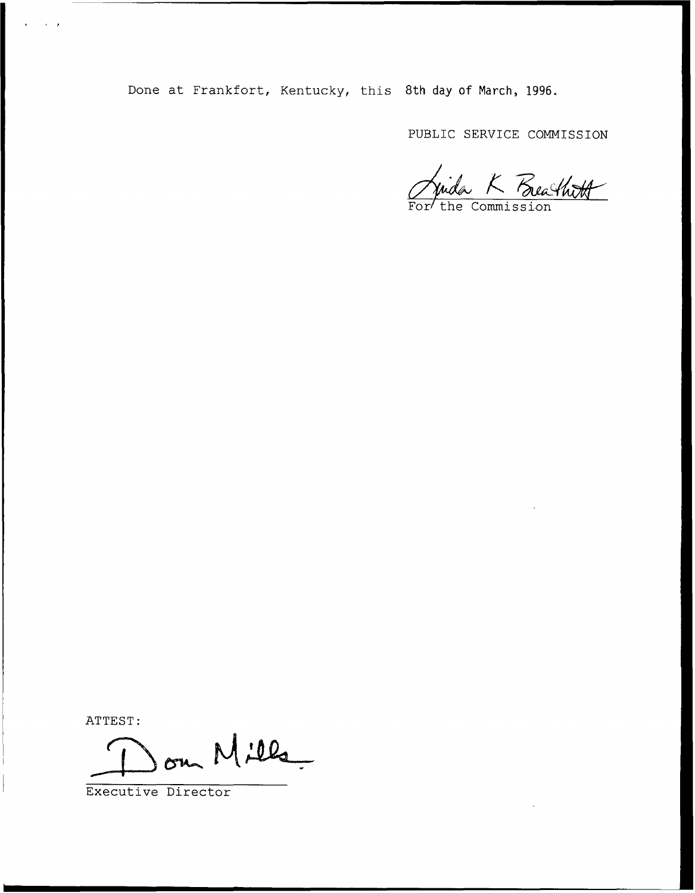Done at Frankfort, Kentucky, this 8th day of March, 1996.

PUBLIC SERVICE COMMISSION

For the Commission

ATTEST:

Executive Director